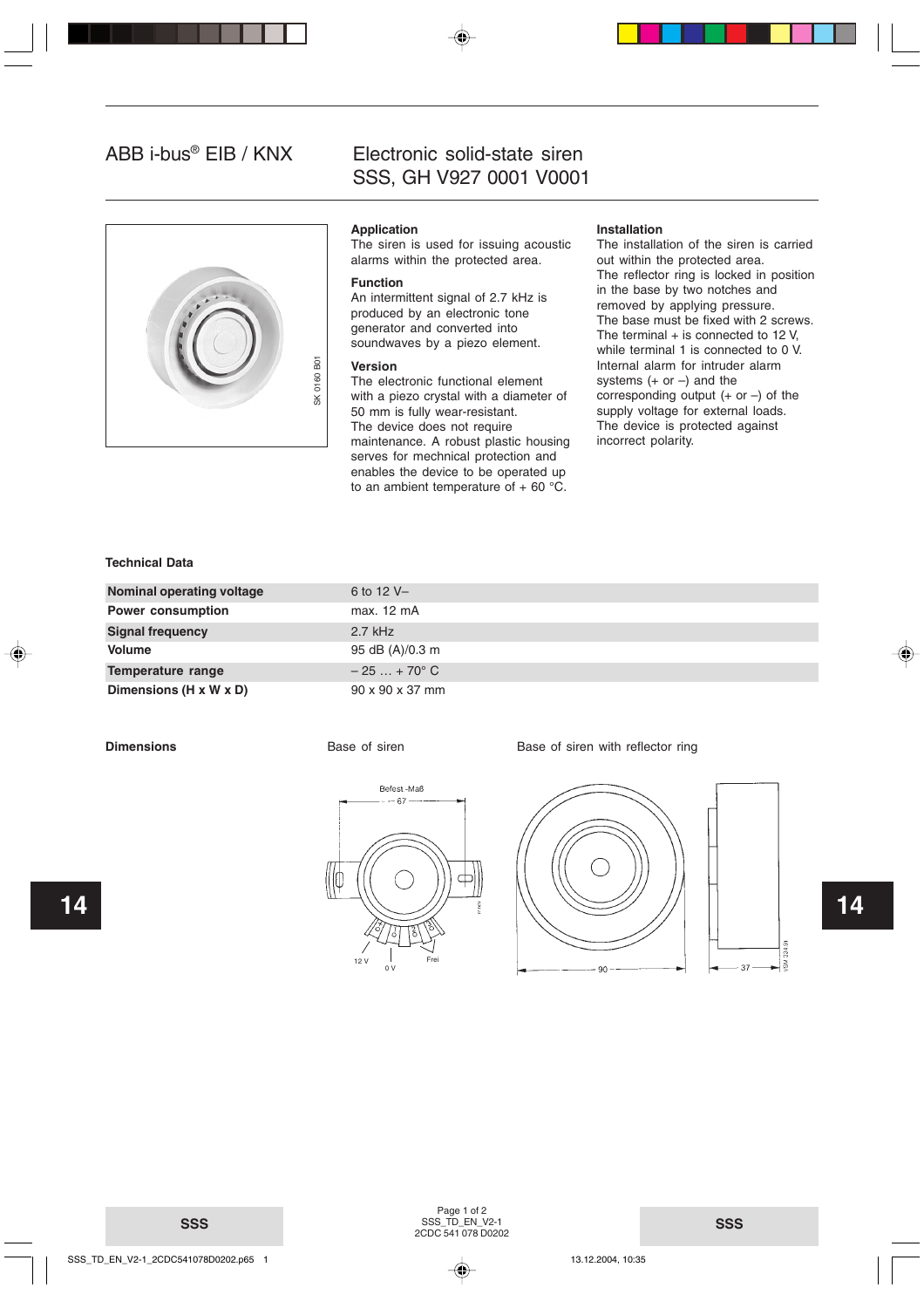# ABB i-bus® EIB / KNX

# Electronic solid-state siren SSS, GH V927 0001 V0001

### Application

The siren is used for issuing acoustic alarms within the protected area.

### Function

An intermittent signal of 2.7 kHz is produced by an electronic tone generator and converted into soundwaves by a piezo element.

### Version

The electronic functional element with a piezo crystal with a diameter of 50 mm is fully wear-resistant. The device does not require maintenance. A robust plastic housing serves for mechnical protection and enables the device to be operated up to an ambient temperature of + 60 °C.

### Installation

The installation of the siren is carried out within the protected area.
The reflector ring is locked in position in the base by two notches and removed by applying pressure.
The base must be fixed with 2 screws.
The terminal + is connected to 12 V, while terminal 1 is connected to 0 V.
Internal alarm for intruder alarm systems (+ or –) and the corresponding output (+ or –) of the supply voltage for external loads.
The device is protected against incorrect polarity.

### Technical Data

| | |
|---|---|
| **Nominal operating voltage** | 6 to 12 V– |
| **Power consumption** | max. 12 mA |
| **Signal frequency** | 2.7 kHz |
| **Volume** | 95 dB (A)/0.3 m |
| **Temperature range** | – 25 … + 70° C |
| **Dimensions (H x W x D)** | 90 x 90 x 37 mm |

### Dimensions

Base of siren

Base of siren with reflector ring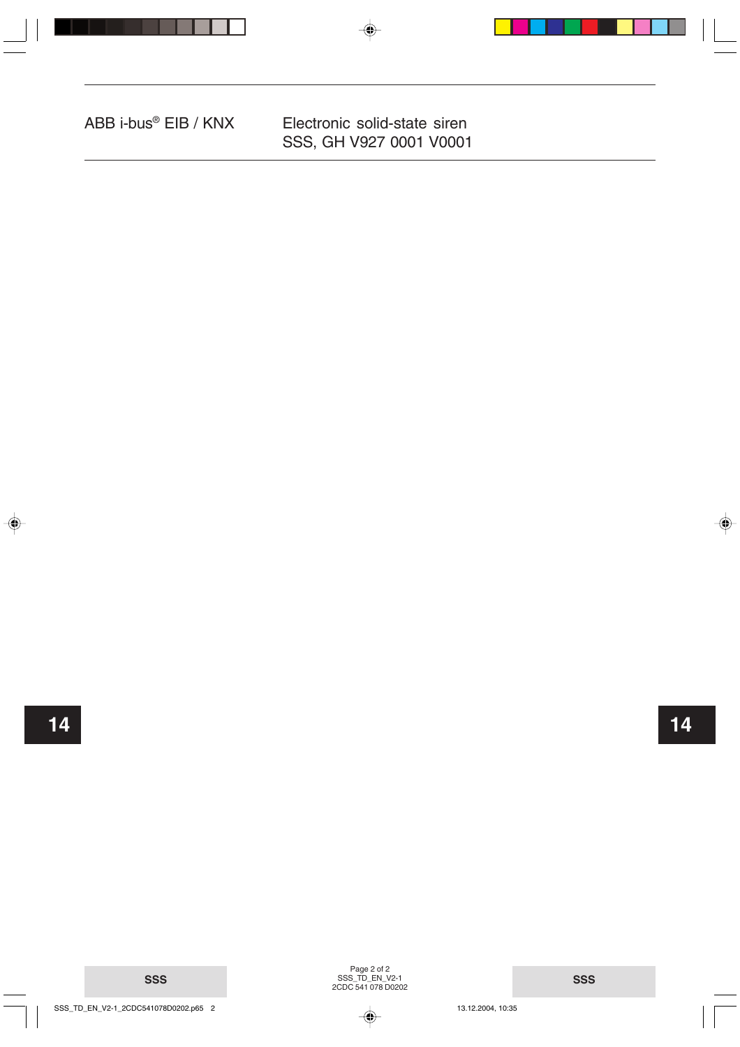ABB i-bus® EIB / KNX

Electronic solid-state siren
SSS, GH V927 0001 V0001